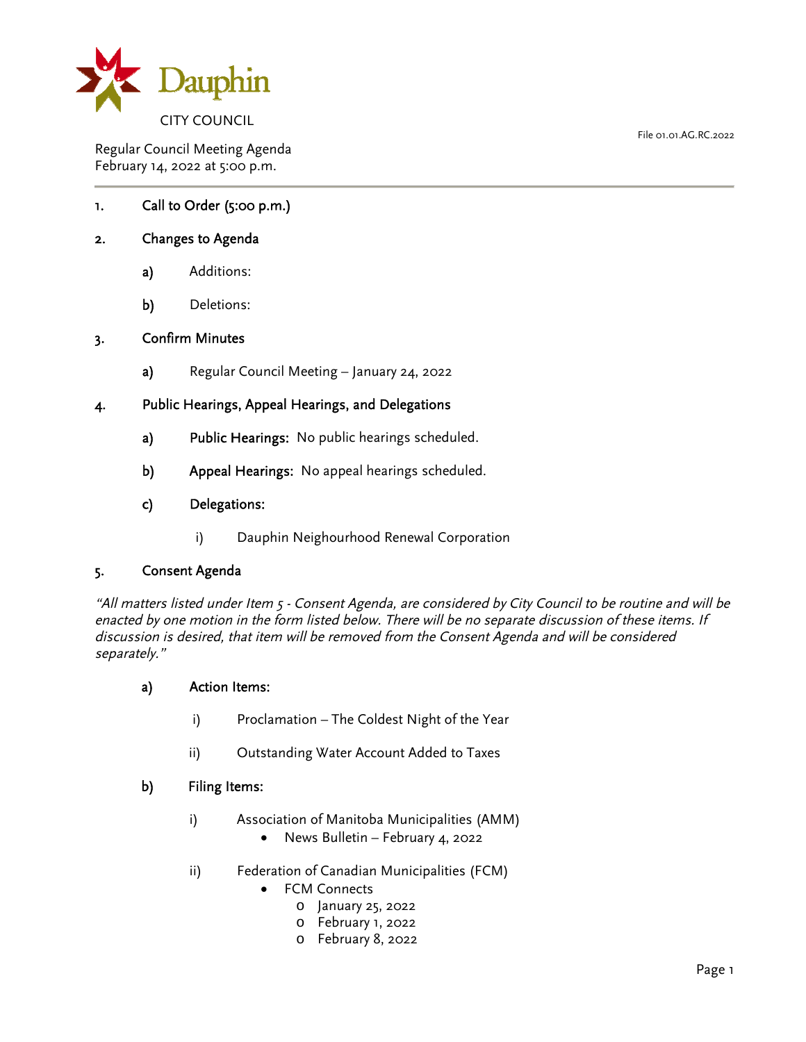Dauphin

CITY COUNCIL

File 01.01.AG.RC.2022

Regular Council Meeting Agenda
February 14, 2022 at 5:00 p.m.

---

1. **Call to Order (5:00 p.m.)**

2. **Changes to Agenda**

   **a)** Additions:

   **b)** Deletions:

3. **Confirm Minutes**

   **a)** Regular Council Meeting – January 24, 2022

4. **Public Hearings, Appeal Hearings, and Delegations**

   **a)** **Public Hearings:** No public hearings scheduled.

   **b)** **Appeal Hearings:** No appeal hearings scheduled.

   **c)** **Delegations:**

   i) Dauphin Neighourhood Renewal Corporation

5. **Consent Agenda**

*"All matters listed under Item 5 - Consent Agenda, are considered by City Council to be routine and will be enacted by one motion in the form listed below. There will be no separate discussion of these items. If discussion is desired, that item will be removed from the Consent Agenda and will be considered separately."*

   **a)** **Action Items:**

   i) Proclamation – The Coldest Night of the Year

   ii) Outstanding Water Account Added to Taxes

   **b)** **Filing Items:**

   i) Association of Manitoba Municipalities (AMM)
   - News Bulletin – February 4, 2022

   ii) Federation of Canadian Municipalities (FCM)
   - FCM Connects
     - January 25, 2022
     - February 1, 2022
     - February 8, 2022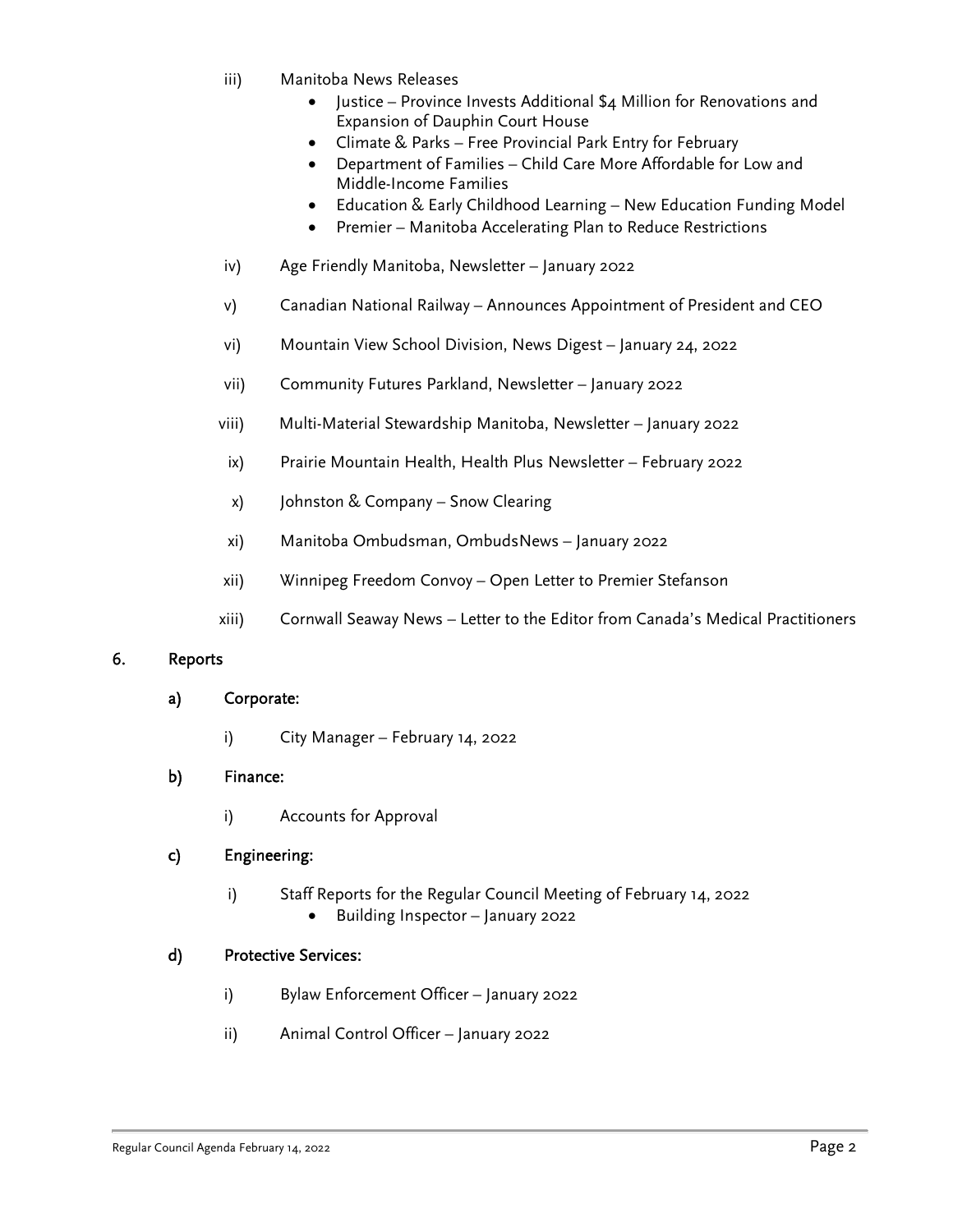iii) Manitoba News Releases
- Justice – Province Invests Additional $4 Million for Renovations and Expansion of Dauphin Court House
- Climate & Parks – Free Provincial Park Entry for February
- Department of Families – Child Care More Affordable for Low and Middle-Income Families
- Education & Early Childhood Learning – New Education Funding Model
- Premier – Manitoba Accelerating Plan to Reduce Restrictions

iv) Age Friendly Manitoba, Newsletter – January 2022

v) Canadian National Railway – Announces Appointment of President and CEO

vi) Mountain View School Division, News Digest – January 24, 2022

vii) Community Futures Parkland, Newsletter – January 2022

viii) Multi-Material Stewardship Manitoba, Newsletter – January 2022

ix) Prairie Mountain Health, Health Plus Newsletter – February 2022

x) Johnston & Company – Snow Clearing

xi) Manitoba Ombudsman, OmbudsNews – January 2022

xii) Winnipeg Freedom Convoy – Open Letter to Premier Stefanson

xiii) Cornwall Seaway News – Letter to the Editor from Canada's Medical Practitioners

## 6. Reports

### a) Corporate:

i) City Manager – February 14, 2022

### b) Finance:

i) Accounts for Approval

### c) Engineering:

i) Staff Reports for the Regular Council Meeting of February 14, 2022
- Building Inspector – January 2022

### d) Protective Services:

i) Bylaw Enforcement Officer – January 2022

ii) Animal Control Officer – January 2022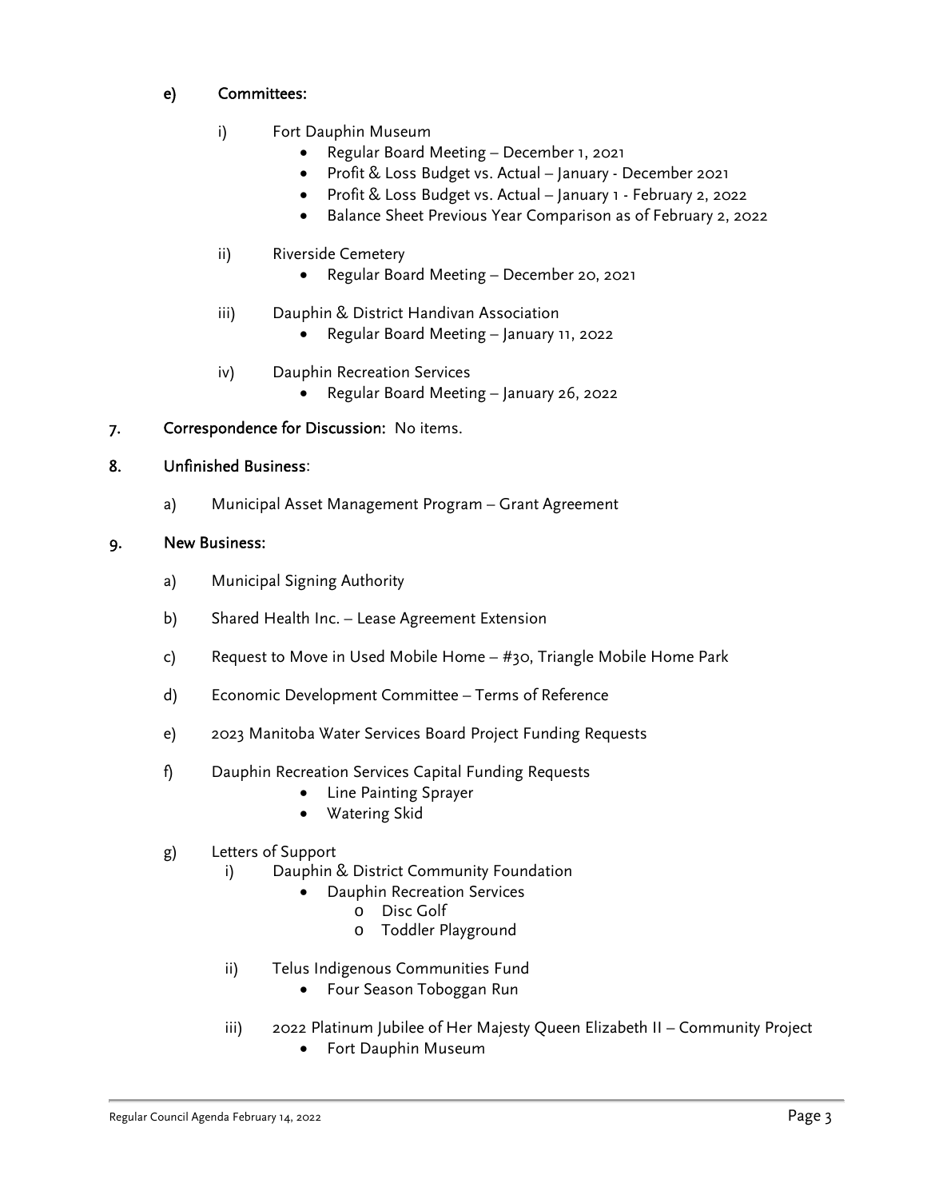**e) Committees:**

i) Fort Dauphin Museum

- Regular Board Meeting – December 1, 2021
- Profit & Loss Budget vs. Actual – January - December 2021
- Profit & Loss Budget vs. Actual – January 1 - February 2, 2022
- Balance Sheet Previous Year Comparison as of February 2, 2022

ii) Riverside Cemetery

- Regular Board Meeting – December 20, 2021

iii) Dauphin & District Handivan Association

- Regular Board Meeting – January 11, 2022

iv) Dauphin Recreation Services

- Regular Board Meeting – January 26, 2022

**7. Correspondence for Discussion:** No items.

**8. Unfinished Business**:

a) Municipal Asset Management Program – Grant Agreement

**9. New Business:**

a) Municipal Signing Authority

b) Shared Health Inc. – Lease Agreement Extension

c) Request to Move in Used Mobile Home – #30, Triangle Mobile Home Park

d) Economic Development Committee – Terms of Reference

e) 2023 Manitoba Water Services Board Project Funding Requests

f) Dauphin Recreation Services Capital Funding Requests

- Line Painting Sprayer
- Watering Skid

g) Letters of Support

i) Dauphin & District Community Foundation

- Dauphin Recreation Services
  - Disc Golf
  - Toddler Playground

ii) Telus Indigenous Communities Fund

- Four Season Toboggan Run

iii) 2022 Platinum Jubilee of Her Majesty Queen Elizabeth II – Community Project

- Fort Dauphin Museum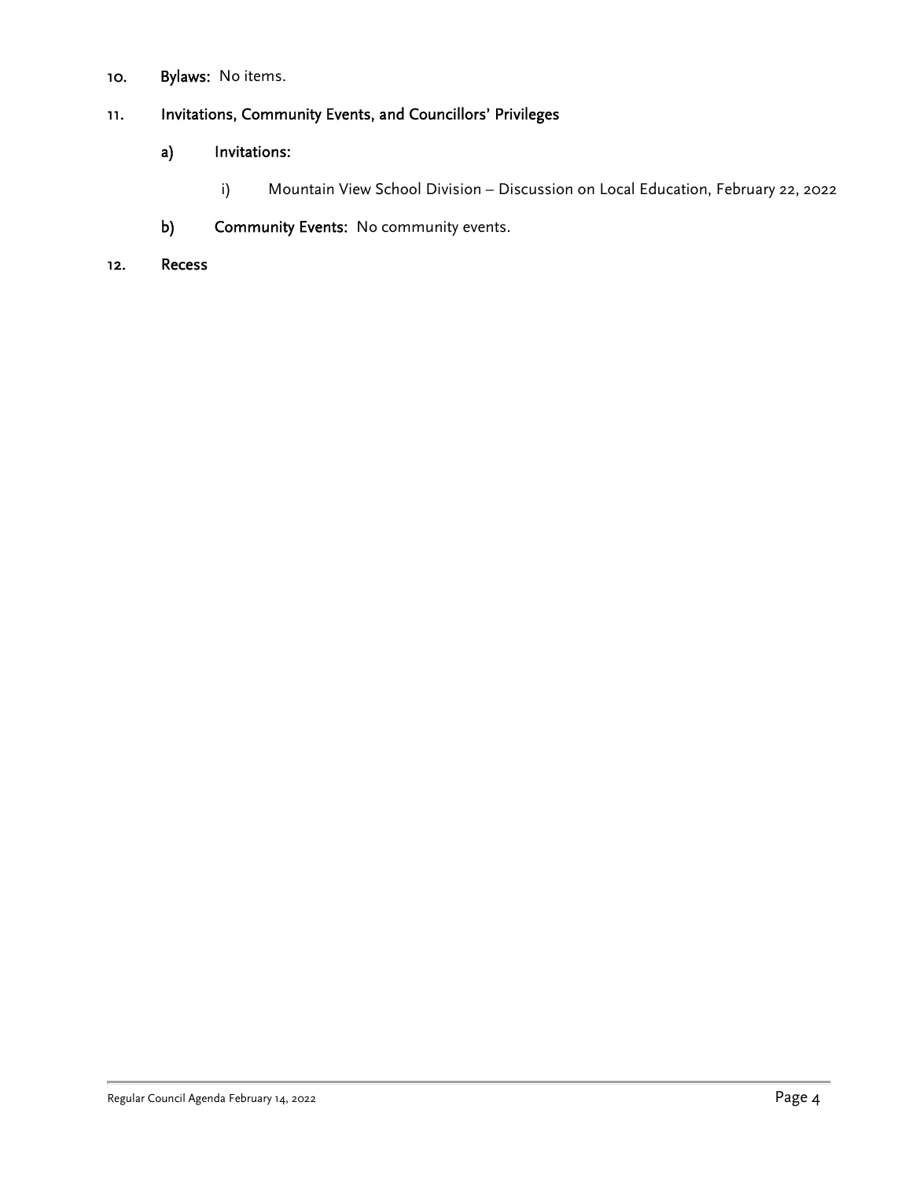10. **Bylaws:** No items.

11. **Invitations, Community Events, and Councillors' Privileges**

    a) **Invitations:**

       i) Mountain View School Division – Discussion on Local Education, February 22, 2022

    b) **Community Events:** No community events.

12. **Recess**